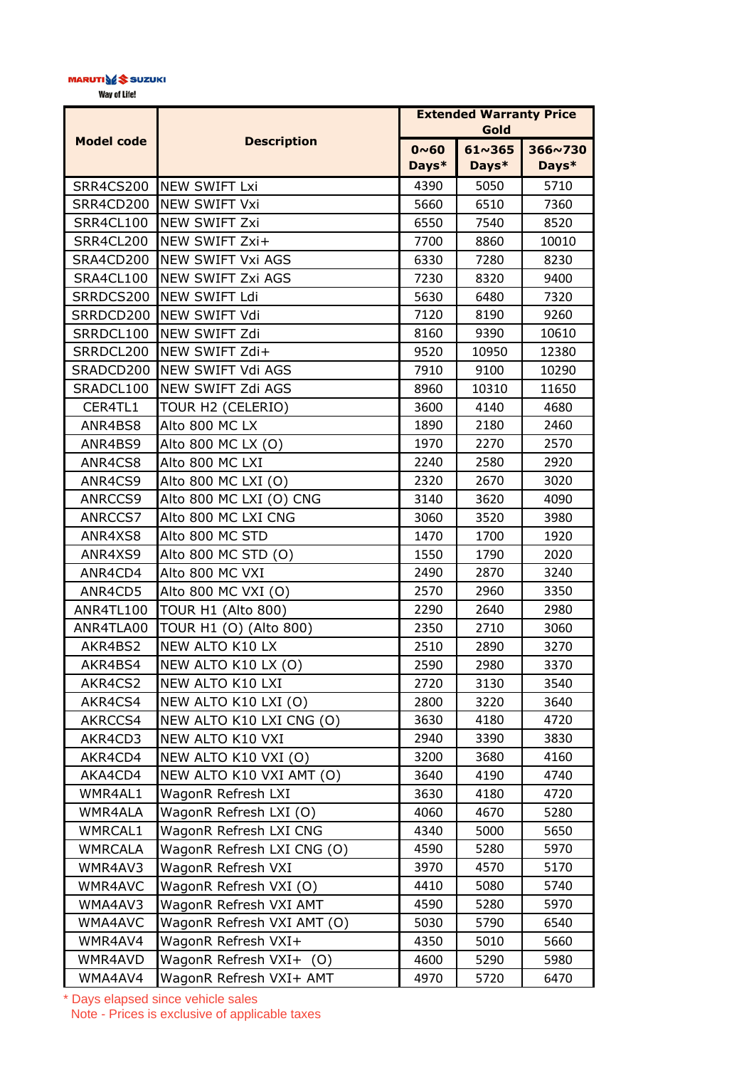MARUTI SUZUKI
Way of Life!

| Model code | Description | Extended Warranty Price Gold | | |
|---|---|---|---|---|
| | | 0~60 Days* | 61~365 Days* | 366~730 Days* |
| SRR4CS200 | NEW SWIFT Lxi | 4390 | 5050 | 5710 |
| SRR4CD200 | NEW SWIFT Vxi | 5660 | 6510 | 7360 |
| SRR4CL100 | NEW SWIFT Zxi | 6550 | 7540 | 8520 |
| SRR4CL200 | NEW SWIFT Zxi+ | 7700 | 8860 | 10010 |
| SRA4CD200 | NEW SWIFT Vxi AGS | 6330 | 7280 | 8230 |
| SRA4CL100 | NEW SWIFT Zxi AGS | 7230 | 8320 | 9400 |
| SRRDCS200 | NEW SWIFT Ldi | 5630 | 6480 | 7320 |
| SRRDCD200 | NEW SWIFT Vdi | 7120 | 8190 | 9260 |
| SRRDCL100 | NEW SWIFT Zdi | 8160 | 9390 | 10610 |
| SRRDCL200 | NEW SWIFT Zdi+ | 9520 | 10950 | 12380 |
| SRADCD200 | NEW SWIFT Vdi AGS | 7910 | 9100 | 10290 |
| SRADCL100 | NEW SWIFT Zdi AGS | 8960 | 10310 | 11650 |
| CER4TL1 | TOUR H2 (CELERIO) | 3600 | 4140 | 4680 |
| ANR4BS8 | Alto 800 MC LX | 1890 | 2180 | 2460 |
| ANR4BS9 | Alto 800 MC LX (O) | 1970 | 2270 | 2570 |
| ANR4CS8 | Alto 800 MC LXI | 2240 | 2580 | 2920 |
| ANR4CS9 | Alto 800 MC LXI (O) | 2320 | 2670 | 3020 |
| ANRCCS9 | Alto 800 MC LXI (O) CNG | 3140 | 3620 | 4090 |
| ANRCCS7 | Alto 800 MC LXI CNG | 3060 | 3520 | 3980 |
| ANR4XS8 | Alto 800 MC STD | 1470 | 1700 | 1920 |
| ANR4XS9 | Alto 800 MC STD (O) | 1550 | 1790 | 2020 |
| ANR4CD4 | Alto 800 MC VXI | 2490 | 2870 | 3240 |
| ANR4CD5 | Alto 800 MC VXI (O) | 2570 | 2960 | 3350 |
| ANR4TL100 | TOUR H1 (Alto 800) | 2290 | 2640 | 2980 |
| ANR4TLA00 | TOUR H1 (O) (Alto 800) | 2350 | 2710 | 3060 |
| AKR4BS2 | NEW ALTO K10 LX | 2510 | 2890 | 3270 |
| AKR4BS4 | NEW ALTO K10 LX (O) | 2590 | 2980 | 3370 |
| AKR4CS2 | NEW ALTO K10 LXI | 2720 | 3130 | 3540 |
| AKR4CS4 | NEW ALTO K10 LXI (O) | 2800 | 3220 | 3640 |
| AKRCCS4 | NEW ALTO K10 LXI CNG (O) | 3630 | 4180 | 4720 |
| AKR4CD3 | NEW ALTO K10 VXI | 2940 | 3390 | 3830 |
| AKR4CD4 | NEW ALTO K10 VXI (O) | 3200 | 3680 | 4160 |
| AKA4CD4 | NEW ALTO K10 VXI AMT (O) | 3640 | 4190 | 4740 |
| WMR4AL1 | WagonR Refresh LXI | 3630 | 4180 | 4720 |
| WMR4ALA | WagonR Refresh LXI (O) | 4060 | 4670 | 5280 |
| WMRCAL1 | WagonR Refresh LXI CNG | 4340 | 5000 | 5650 |
| WMRCALA | WagonR Refresh LXI CNG (O) | 4590 | 5280 | 5970 |
| WMR4AV3 | WagonR Refresh VXI | 3970 | 4570 | 5170 |
| WMR4AVC | WagonR Refresh VXI (O) | 4410 | 5080 | 5740 |
| WMA4AV3 | WagonR Refresh VXI AMT | 4590 | 5280 | 5970 |
| WMA4AVC | WagonR Refresh VXI AMT (O) | 5030 | 5790 | 6540 |
| WMR4AV4 | WagonR Refresh VXI+ | 4350 | 5010 | 5660 |
| WMR4AVD | WagonR Refresh VXI+ (O) | 4600 | 5290 | 5980 |
| WMA4AV4 | WagonR Refresh VXI+ AMT | 4970 | 5720 | 6470 |

\* Days elapsed since vehicle sales
Note - Prices is exclusive of applicable taxes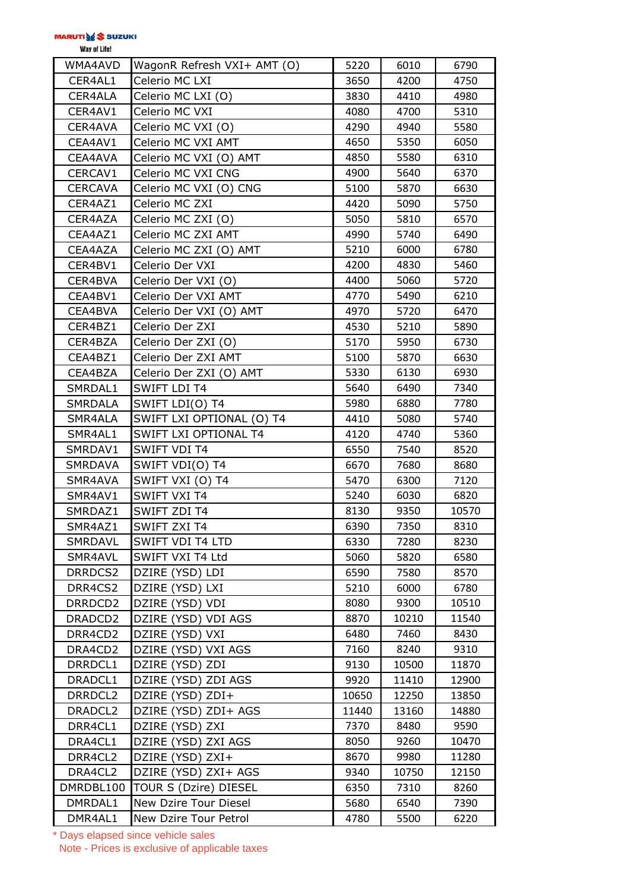MARUTI SUZUKI
Way of Life!

| | | | | |
|---|---|---|---|---|
| WMA4AVD | WagonR Refresh VXI+ AMT (O) | 5220 | 6010 | 6790 |
| CER4AL1 | Celerio MC LXI | 3650 | 4200 | 4750 |
| CER4ALA | Celerio MC LXI (O) | 3830 | 4410 | 4980 |
| CER4AV1 | Celerio MC VXI | 4080 | 4700 | 5310 |
| CER4AVA | Celerio MC VXI (O) | 4290 | 4940 | 5580 |
| CEA4AV1 | Celerio MC VXI AMT | 4650 | 5350 | 6050 |
| CEA4AVA | Celerio MC VXI (O) AMT | 4850 | 5580 | 6310 |
| CERCAV1 | Celerio MC VXI CNG | 4900 | 5640 | 6370 |
| CERCAVA | Celerio MC VXI (O) CNG | 5100 | 5870 | 6630 |
| CER4AZ1 | Celerio MC ZXI | 4420 | 5090 | 5750 |
| CER4AZA | Celerio MC ZXI (O) | 5050 | 5810 | 6570 |
| CEA4AZ1 | Celerio MC ZXI AMT | 4990 | 5740 | 6490 |
| CEA4AZA | Celerio MC ZXI (O) AMT | 5210 | 6000 | 6780 |
| CER4BV1 | Celerio Der VXI | 4200 | 4830 | 5460 |
| CER4BVA | Celerio Der VXI (O) | 4400 | 5060 | 5720 |
| CEA4BV1 | Celerio Der VXI AMT | 4770 | 5490 | 6210 |
| CEA4BVA | Celerio Der VXI (O) AMT | 4970 | 5720 | 6470 |
| CER4BZ1 | Celerio Der ZXI | 4530 | 5210 | 5890 |
| CER4BZA | Celerio Der ZXI (O) | 5170 | 5950 | 6730 |
| CEA4BZ1 | Celerio Der ZXI AMT | 5100 | 5870 | 6630 |
| CEA4BZA | Celerio Der ZXI (O) AMT | 5330 | 6130 | 6930 |
| SMRDAL1 | SWIFT LDI T4 | 5640 | 6490 | 7340 |
| SMRDALA | SWIFT LDI(O) T4 | 5980 | 6880 | 7780 |
| SMR4ALA | SWIFT LXI OPTIONAL (O) T4 | 4410 | 5080 | 5740 |
| SMR4AL1 | SWIFT LXI OPTIONAL T4 | 4120 | 4740 | 5360 |
| SMRDAV1 | SWIFT VDI T4 | 6550 | 7540 | 8520 |
| SMRDAVA | SWIFT VDI(O) T4 | 6670 | 7680 | 8680 |
| SMR4AVA | SWIFT VXI (O) T4 | 5470 | 6300 | 7120 |
| SMR4AV1 | SWIFT VXI T4 | 5240 | 6030 | 6820 |
| SMRDAZ1 | SWIFT ZDI T4 | 8130 | 9350 | 10570 |
| SMR4AZ1 | SWIFT ZXI T4 | 6390 | 7350 | 8310 |
| SMRDAVL | SWIFT VDI T4 LTD | 6330 | 7280 | 8230 |
| SMR4AVL | SWIFT VXI T4 Ltd | 5060 | 5820 | 6580 |
| DRRDCS2 | DZIRE (YSD) LDI | 6590 | 7580 | 8570 |
| DRR4CS2 | DZIRE (YSD) LXI | 5210 | 6000 | 6780 |
| DRRDCD2 | DZIRE (YSD) VDI | 8080 | 9300 | 10510 |
| DRADCD2 | DZIRE (YSD) VDI AGS | 8870 | 10210 | 11540 |
| DRR4CD2 | DZIRE (YSD) VXI | 6480 | 7460 | 8430 |
| DRA4CD2 | DZIRE (YSD) VXI AGS | 7160 | 8240 | 9310 |
| DRRDCL1 | DZIRE (YSD) ZDI | 9130 | 10500 | 11870 |
| DRADCL1 | DZIRE (YSD) ZDI AGS | 9920 | 11410 | 12900 |
| DRRDCL2 | DZIRE (YSD) ZDI+ | 10650 | 12250 | 13850 |
| DRADCL2 | DZIRE (YSD) ZDI+ AGS | 11440 | 13160 | 14880 |
| DRR4CL1 | DZIRE (YSD) ZXI | 7370 | 8480 | 9590 |
| DRA4CL1 | DZIRE (YSD) ZXI AGS | 8050 | 9260 | 10470 |
| DRR4CL2 | DZIRE (YSD) ZXI+ | 8670 | 9980 | 11280 |
| DRA4CL2 | DZIRE (YSD) ZXI+ AGS | 9340 | 10750 | 12150 |
| DMRDBL100 | TOUR S (Dzire) DIESEL | 6350 | 7310 | 8260 |
| DMRDAL1 | New Dzire Tour Diesel | 5680 | 6540 | 7390 |
| DMR4AL1 | New Dzire Tour Petrol | 4780 | 5500 | 6220 |

\* Days elapsed since vehicle sales
Note - Prices is exclusive of applicable taxes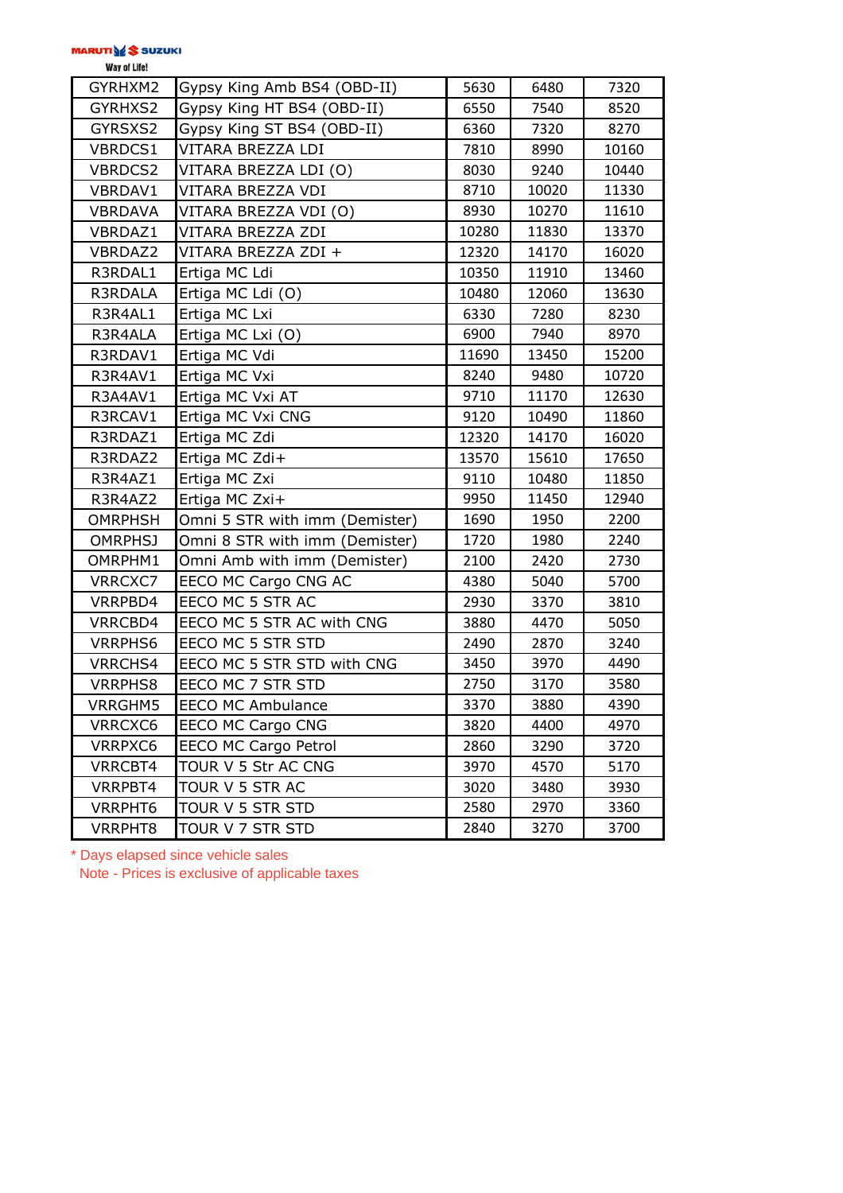MARUTI SUZUKI
Way of Life!

| | | | | |
|---|---|---|---|---|
| GYRHXM2 | Gypsy King Amb BS4 (OBD-II) | 5630 | 6480 | 7320 |
| GYRHXS2 | Gypsy King HT BS4 (OBD-II) | 6550 | 7540 | 8520 |
| GYRSXS2 | Gypsy King ST BS4 (OBD-II) | 6360 | 7320 | 8270 |
| VBRDCS1 | VITARA BREZZA LDI | 7810 | 8990 | 10160 |
| VBRDCS2 | VITARA BREZZA LDI (O) | 8030 | 9240 | 10440 |
| VBRDAV1 | VITARA BREZZA VDI | 8710 | 10020 | 11330 |
| VBRDAVA | VITARA BREZZA VDI (O) | 8930 | 10270 | 11610 |
| VBRDAZ1 | VITARA BREZZA ZDI | 10280 | 11830 | 13370 |
| VBRDAZ2 | VITARA BREZZA ZDI + | 12320 | 14170 | 16020 |
| R3RDAL1 | Ertiga MC Ldi | 10350 | 11910 | 13460 |
| R3RDALA | Ertiga MC Ldi (O) | 10480 | 12060 | 13630 |
| R3R4AL1 | Ertiga MC Lxi | 6330 | 7280 | 8230 |
| R3R4ALA | Ertiga MC Lxi (O) | 6900 | 7940 | 8970 |
| R3RDAV1 | Ertiga MC Vdi | 11690 | 13450 | 15200 |
| R3R4AV1 | Ertiga MC Vxi | 8240 | 9480 | 10720 |
| R3A4AV1 | Ertiga MC Vxi AT | 9710 | 11170 | 12630 |
| R3RCAV1 | Ertiga MC Vxi CNG | 9120 | 10490 | 11860 |
| R3RDAZ1 | Ertiga MC Zdi | 12320 | 14170 | 16020 |
| R3RDAZ2 | Ertiga MC Zdi+ | 13570 | 15610 | 17650 |
| R3R4AZ1 | Ertiga MC Zxi | 9110 | 10480 | 11850 |
| R3R4AZ2 | Ertiga MC Zxi+ | 9950 | 11450 | 12940 |
| OMRPHSH | Omni 5 STR with imm (Demister) | 1690 | 1950 | 2200 |
| OMRPHSJ | Omni 8 STR with imm (Demister) | 1720 | 1980 | 2240 |
| OMRPHM1 | Omni Amb with imm (Demister) | 2100 | 2420 | 2730 |
| VRRCXC7 | EECO MC Cargo CNG AC | 4380 | 5040 | 5700 |
| VRRPBD4 | EECO MC 5 STR AC | 2930 | 3370 | 3810 |
| VRRCBD4 | EECO MC 5 STR AC with CNG | 3880 | 4470 | 5050 |
| VRRPHS6 | EECO MC 5 STR STD | 2490 | 2870 | 3240 |
| VRRCHS4 | EECO MC 5 STR STD with CNG | 3450 | 3970 | 4490 |
| VRRPHS8 | EECO MC 7 STR STD | 2750 | 3170 | 3580 |
| VRRGHM5 | EECO MC Ambulance | 3370 | 3880 | 4390 |
| VRRCXC6 | EECO MC Cargo CNG | 3820 | 4400 | 4970 |
| VRRPXC6 | EECO MC Cargo Petrol | 2860 | 3290 | 3720 |
| VRRCBT4 | TOUR V 5 Str AC CNG | 3970 | 4570 | 5170 |
| VRRPBT4 | TOUR V 5 STR AC | 3020 | 3480 | 3930 |
| VRRPHT6 | TOUR V 5 STR STD | 2580 | 2970 | 3360 |
| VRRPHT8 | TOUR V 7 STR STD | 2840 | 3270 | 3700 |

* Days elapsed since vehicle sales

Note - Prices is exclusive of applicable taxes